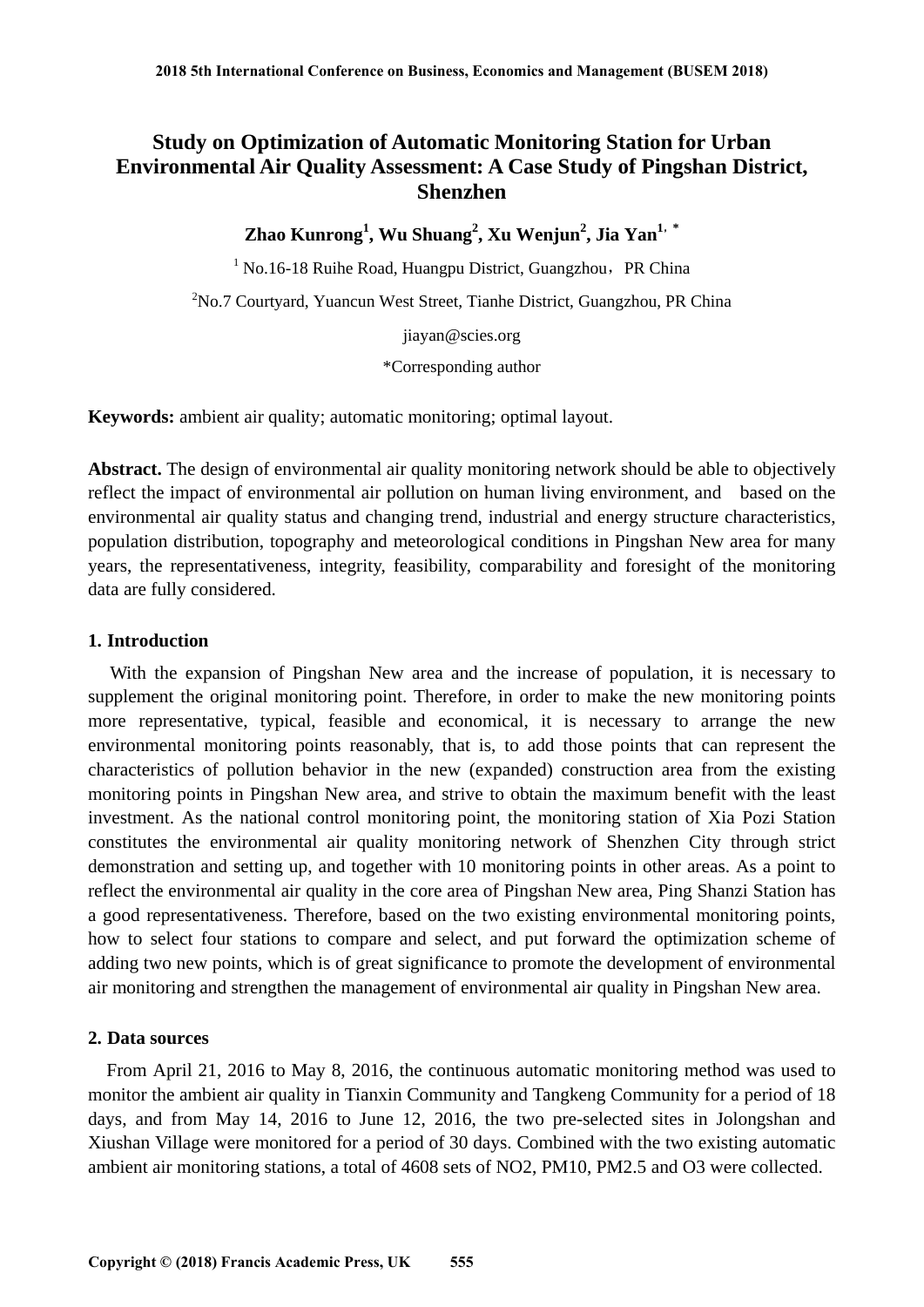# Study on Optimization of Automatic Monitoring Station for Urban Environmental Air Quality Assessment: A Case Study of Pingshan District, Shenzhen

**Zhao Kunrong[1], Wu Shuang[2], Xu Wenjun[2], Jia Yan[1, *]**

[1] No.16-18 Ruihe Road, Huangpu District, Guangzhou，PR China

[2]No.7 Courtyard, Yuancun West Street, Tianhe District, Guangzhou, PR China

jiayan@scies.org

*Corresponding author

**Keywords:** ambient air quality; automatic monitoring; optimal layout.

**Abstract.** The design of environmental air quality monitoring network should be able to objectively reflect the impact of environmental air pollution on human living environment, and based on the environmental air quality status and changing trend, industrial and energy structure characteristics, population distribution, topography and meteorological conditions in Pingshan New area for many years, the representativeness, integrity, feasibility, comparability and foresight of the monitoring data are fully considered.

## 1. Introduction

With the expansion of Pingshan New area and the increase of population, it is necessary to supplement the original monitoring point. Therefore, in order to make the new monitoring points more representative, typical, feasible and economical, it is necessary to arrange the new environmental monitoring points reasonably, that is, to add those points that can represent the characteristics of pollution behavior in the new (expanded) construction area from the existing monitoring points in Pingshan New area, and strive to obtain the maximum benefit with the least investment. As the national control monitoring point, the monitoring station of Xia Pozi Station constitutes the environmental air quality monitoring network of Shenzhen City through strict demonstration and setting up, and together with 10 monitoring points in other areas. As a point to reflect the environmental air quality in the core area of Pingshan New area, Ping Shanzi Station has a good representativeness. Therefore, based on the two existing environmental monitoring points, how to select four stations to compare and select, and put forward the optimization scheme of adding two new points, which is of great significance to promote the development of environmental air monitoring and strengthen the management of environmental air quality in Pingshan New area.

## 2. Data sources

From April 21, 2016 to May 8, 2016, the continuous automatic monitoring method was used to monitor the ambient air quality in Tianxin Community and Tangkeng Community for a period of 18 days, and from May 14, 2016 to June 12, 2016, the two pre-selected sites in Jolongshan and Xiushan Village were monitored for a period of 30 days. Combined with the two existing automatic ambient air monitoring stations, a total of 4608 sets of $NO_2$, $PM_{10}$, $PM_{2.5}$ and $O_3$ were collected.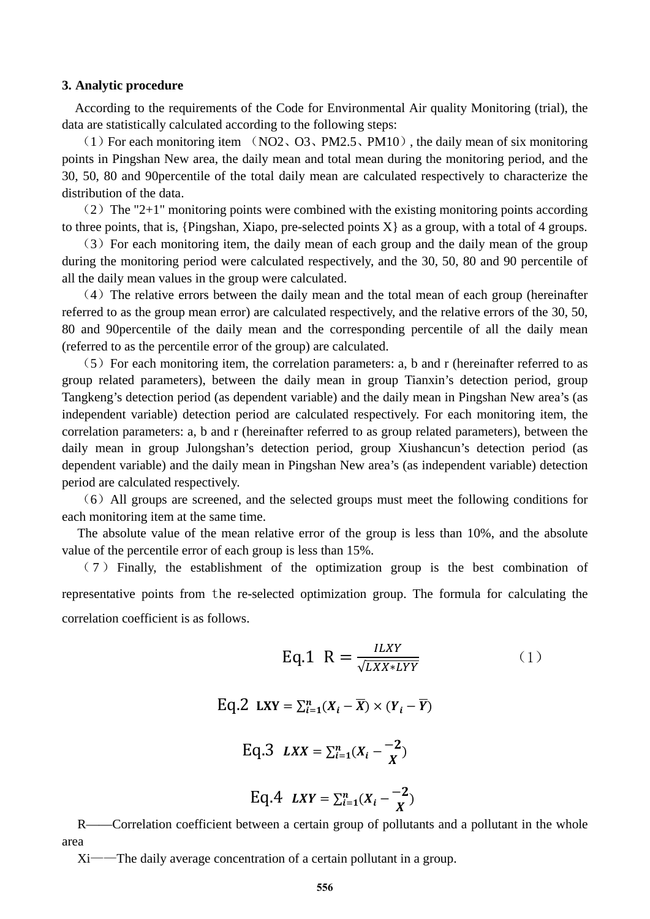### 3. Analytic procedure

According to the requirements of the Code for Environmental Air quality Monitoring (trial), the data are statistically calculated according to the following steps:

（1）For each monitoring item （$NO_2$、$O_3$、PM2.5、PM10）, the daily mean of six monitoring points in Pingshan New area, the daily mean and total mean during the monitoring period, and the 30, 50, 80 and 90percentile of the total daily mean are calculated respectively to characterize the distribution of the data.

（2）The "2+1" monitoring points were combined with the existing monitoring points according to three points, that is, {Pingshan, Xiapo, pre-selected points X} as a group, with a total of 4 groups.

（3）For each monitoring item, the daily mean of each group and the daily mean of the group during the monitoring period were calculated respectively, and the 30, 50, 80 and 90 percentile of all the daily mean values in the group were calculated.

（4）The relative errors between the daily mean and the total mean of each group (hereinafter referred to as the group mean error) are calculated respectively, and the relative errors of the 30, 50, 80 and 90percentile of the daily mean and the corresponding percentile of all the daily mean (referred to as the percentile error of the group) are calculated.

（5）For each monitoring item, the correlation parameters: a, b and r (hereinafter referred to as group related parameters), between the daily mean in group Tianxin's detection period, group Tangkeng's detection period (as dependent variable) and the daily mean in Pingshan New area's (as independent variable) detection period are calculated respectively. For each monitoring item, the correlation parameters: a, b and r (hereinafter referred to as group related parameters), between the daily mean in group Julongshan's detection period, group Xiushancun's detection period (as dependent variable) and the daily mean in Pingshan New area's (as independent variable) detection period are calculated respectively.

（6）All groups are screened, and the selected groups must meet the following conditions for each monitoring item at the same time.

The absolute value of the mean relative error of the group is less than 10%, and the absolute value of the percentile error of each group is less than 15%.

（7）Finally, the establishment of the optimization group is the best combination of representative points from the re-selected optimization group. The formula for calculating the correlation coefficient is as follows.

$$\text{Eq.1} \quad R = \frac{ILXY}{\sqrt{LXX*LYY}} \qquad (1)$$

$$\text{Eq.2} \quad \mathbf{LXY} = \sum_{i=1}^{n}(X_i - \overline{X}) \times (Y_i - \overline{Y})$$

$$\text{Eq.3} \quad LXX = \sum_{i=1}^{n}(X_i - \frac{-2}{X})$$

$$\text{Eq.4} \quad LXY = \sum_{i=1}^{n}(X_i - \frac{-2}{X})$$

R——Correlation coefficient between a certain group of pollutants and a pollutant in the whole area

$X_i$——The daily average concentration of a certain pollutant in a group.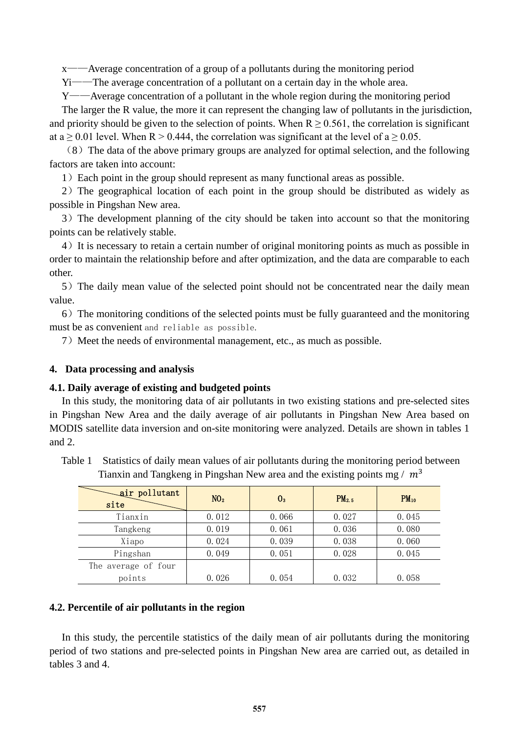x——Average concentration of a group of a pollutants during the monitoring period

Yi——The average concentration of a pollutant on a certain day in the whole area.

Y——Average concentration of a pollutant in the whole region during the monitoring period

The larger the R value, the more it can represent the changing law of pollutants in the jurisdiction, and priority should be given to the selection of points. When $R \geq 0.561$, the correlation is significant at $a \geq 0.01$ level. When $R > 0.444$, the correlation was significant at the level of $a \geq 0.05$.

（8）The data of the above primary groups are analyzed for optimal selection, and the following factors are taken into account:

1）Each point in the group should represent as many functional areas as possible.

2）The geographical location of each point in the group should be distributed as widely as possible in Pingshan New area.

3）The development planning of the city should be taken into account so that the monitoring points can be relatively stable.

4）It is necessary to retain a certain number of original monitoring points as much as possible in order to maintain the relationship before and after optimization, and the data are comparable to each other.

5）The daily mean value of the selected point should not be concentrated near the daily mean value.

6）The monitoring conditions of the selected points must be fully guaranteed and the monitoring must be as convenient and reliable as possible.

7）Meet the needs of environmental management, etc., as much as possible.

## 4. Data processing and analysis

### 4.1. Daily average of existing and budgeted points

In this study, the monitoring data of air pollutants in two existing stations and pre-selected sites in Pingshan New Area and the daily average of air pollutants in Pingshan New Area based on MODIS satellite data inversion and on-site monitoring were analyzed. Details are shown in tables 1 and 2.

Table 1 Statistics of daily mean values of air pollutants during the monitoring period between Tianxin and Tangkeng in Pingshan New area and the existing points mg / $m^3$

| air pollutant / site | $NO_2$ | $O_3$ | $PM_{2.5}$ | $PM_{10}$ |
|---|---|---|---|---|
| Tianxin | 0.012 | 0.066 | 0.027 | 0.045 |
| Tangkeng | 0.019 | 0.061 | 0.036 | 0.080 |
| Xiapo | 0.024 | 0.039 | 0.038 | 0.060 |
| Pingshan | 0.049 | 0.051 | 0.028 | 0.045 |
| The average of four points | 0.026 | 0.054 | 0.032 | 0.058 |

### 4.2. Percentile of air pollutants in the region

In this study, the percentile statistics of the daily mean of air pollutants during the monitoring period of two stations and pre-selected points in Pingshan New area are carried out, as detailed in tables 3 and 4.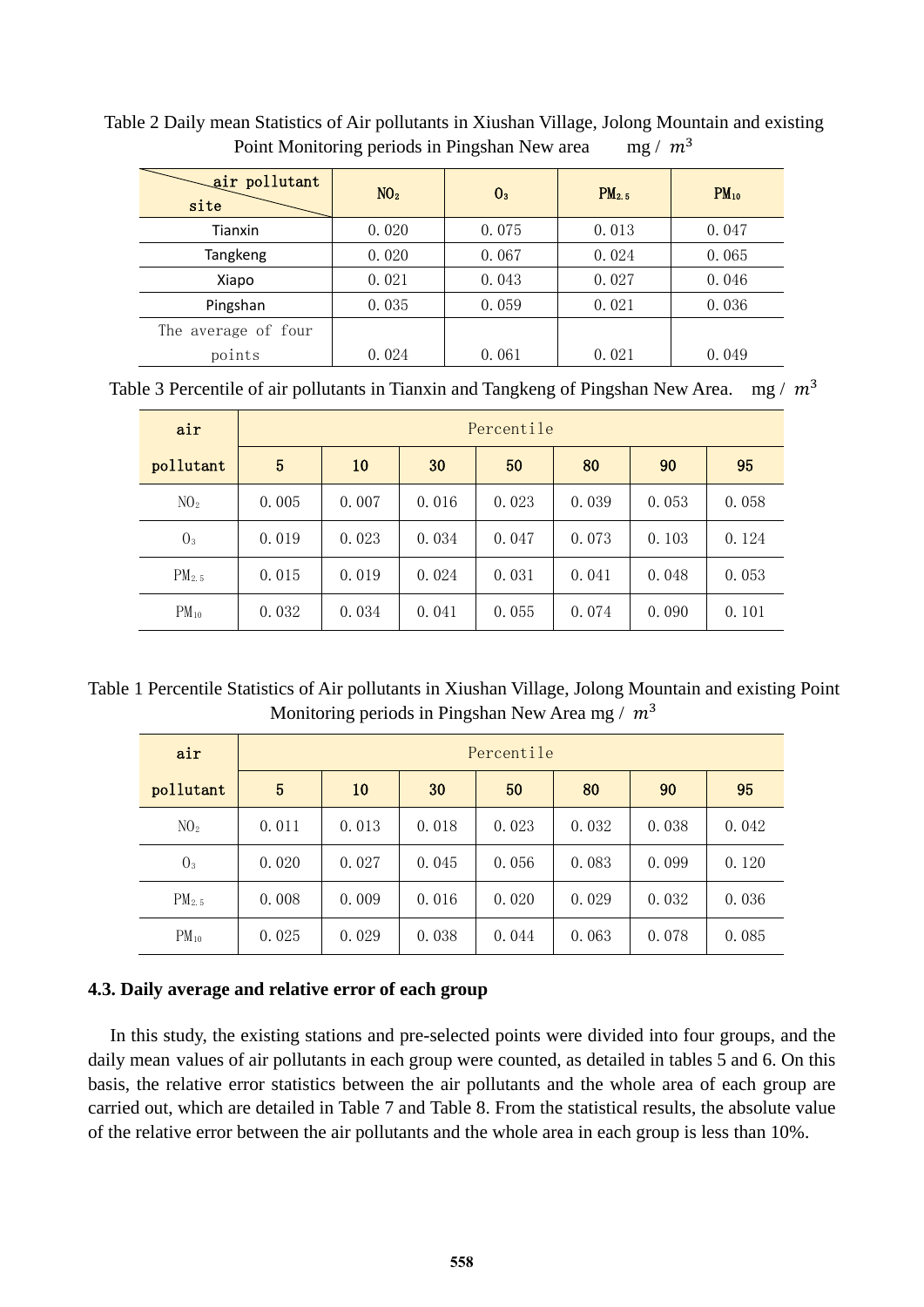Table 2 Daily mean Statistics of Air pollutants in Xiushan Village, Jolong Mountain and existing Point Monitoring periods in Pingshan New area mg / $m^3$

| site \ air pollutant | $NO_2$ | $O_3$ | $PM_{2.5}$ | $PM_{10}$ |
|---|---|---|---|---|
| Tianxin | 0.020 | 0.075 | 0.013 | 0.047 |
| Tangkeng | 0.020 | 0.067 | 0.024 | 0.065 |
| Xiapo | 0.021 | 0.043 | 0.027 | 0.046 |
| Pingshan | 0.035 | 0.059 | 0.021 | 0.036 |
| The average of four points | 0.024 | 0.061 | 0.021 | 0.049 |

Table 3 Percentile of air pollutants in Tianxin and Tangkeng of Pingshan New Area. mg / $m^3$

| air | Percentile | | | | | | |
|---|---|---|---|---|---|---|---|
| pollutant | 5 | 10 | 30 | 50 | 80 | 90 | 95 |
| $NO_2$ | 0.005 | 0.007 | 0.016 | 0.023 | 0.039 | 0.053 | 0.058 |
| $O_3$ | 0.019 | 0.023 | 0.034 | 0.047 | 0.073 | 0.103 | 0.124 |
| $PM_{2.5}$ | 0.015 | 0.019 | 0.024 | 0.031 | 0.041 | 0.048 | 0.053 |
| $PM_{10}$ | 0.032 | 0.034 | 0.041 | 0.055 | 0.074 | 0.090 | 0.101 |

Table 1 Percentile Statistics of Air pollutants in Xiushan Village, Jolong Mountain and existing Point Monitoring periods in Pingshan New Area mg / $m^3$

| air | Percentile | | | | | | |
|---|---|---|---|---|---|---|---|
| pollutant | 5 | 10 | 30 | 50 | 80 | 90 | 95 |
| $NO_2$ | 0.011 | 0.013 | 0.018 | 0.023 | 0.032 | 0.038 | 0.042 |
| $O_3$ | 0.020 | 0.027 | 0.045 | 0.056 | 0.083 | 0.099 | 0.120 |
| $PM_{2.5}$ | 0.008 | 0.009 | 0.016 | 0.020 | 0.029 | 0.032 | 0.036 |
| $PM_{10}$ | 0.025 | 0.029 | 0.038 | 0.044 | 0.063 | 0.078 | 0.085 |

### 4.3. Daily average and relative error of each group

In this study, the existing stations and pre-selected points were divided into four groups, and the daily mean values of air pollutants in each group were counted, as detailed in tables 5 and 6. On this basis, the relative error statistics between the air pollutants and the whole area of each group are carried out, which are detailed in Table 7 and Table 8. From the statistical results, the absolute value of the relative error between the air pollutants and the whole area in each group is less than 10%.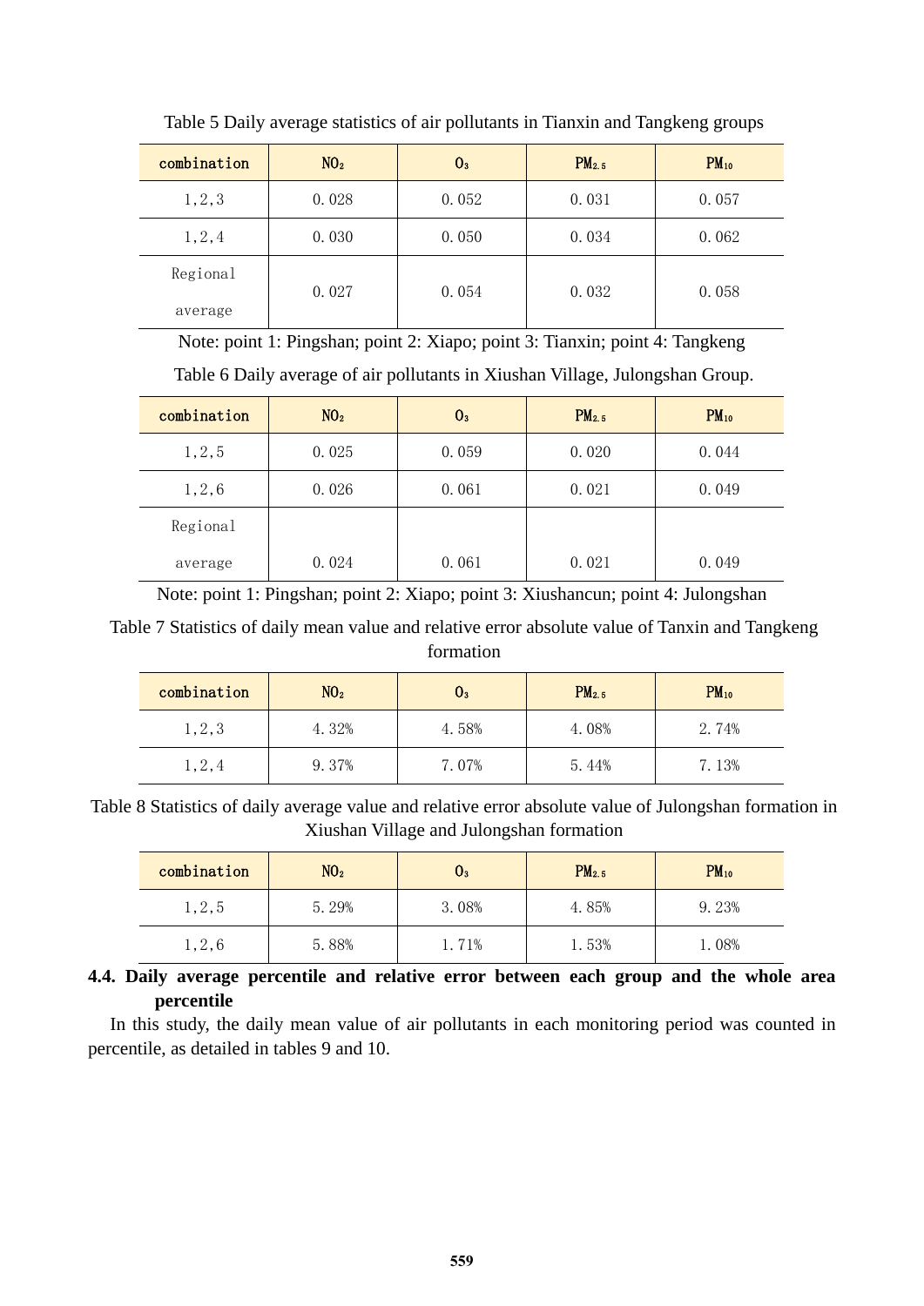Table 5 Daily average statistics of air pollutants in Tianxin and Tangkeng groups

| combination | $NO_2$ | $O_3$ | $PM_{2.5}$ | $PM_{10}$ |
|---|---|---|---|---|
| 1,2,3 | 0.028 | 0.052 | 0.031 | 0.057 |
| 1,2,4 | 0.030 | 0.050 | 0.034 | 0.062 |
| Regional average | 0.027 | 0.054 | 0.032 | 0.058 |

Note: point 1: Pingshan; point 2: Xiapo; point 3: Tianxin; point 4: Tangkeng

Table 6 Daily average of air pollutants in Xiushan Village, Julongshan Group.

| combination | $NO_2$ | $O_3$ | $PM_{2.5}$ | $PM_{10}$ |
|---|---|---|---|---|
| 1,2,5 | 0.025 | 0.059 | 0.020 | 0.044 |
| 1,2,6 | 0.026 | 0.061 | 0.021 | 0.049 |
| Regional average | 0.024 | 0.061 | 0.021 | 0.049 |

Note: point 1: Pingshan; point 2: Xiapo; point 3: Xiushancun; point 4: Julongshan

Table 7 Statistics of daily mean value and relative error absolute value of Tanxin and Tangkeng formation

| combination | $NO_2$ | $O_3$ | $PM_{2.5}$ | $PM_{10}$ |
|---|---|---|---|---|
| 1,2,3 | 4.32% | 4.58% | 4.08% | 2.74% |
| 1,2,4 | 9.37% | 7.07% | 5.44% | 7.13% |

Table 8 Statistics of daily average value and relative error absolute value of Julongshan formation in Xiushan Village and Julongshan formation

| combination | $NO_2$ | $O_3$ | $PM_{2.5}$ | $PM_{10}$ |
|---|---|---|---|---|
| 1,2,5 | 5.29% | 3.08% | 4.85% | 9.23% |
| 1,2,6 | 5.88% | 1.71% | 1.53% | 1.08% |

### 4.4. Daily average percentile and relative error between each group and the whole area percentile

In this study, the daily mean value of air pollutants in each monitoring period was counted in percentile, as detailed in tables 9 and 10.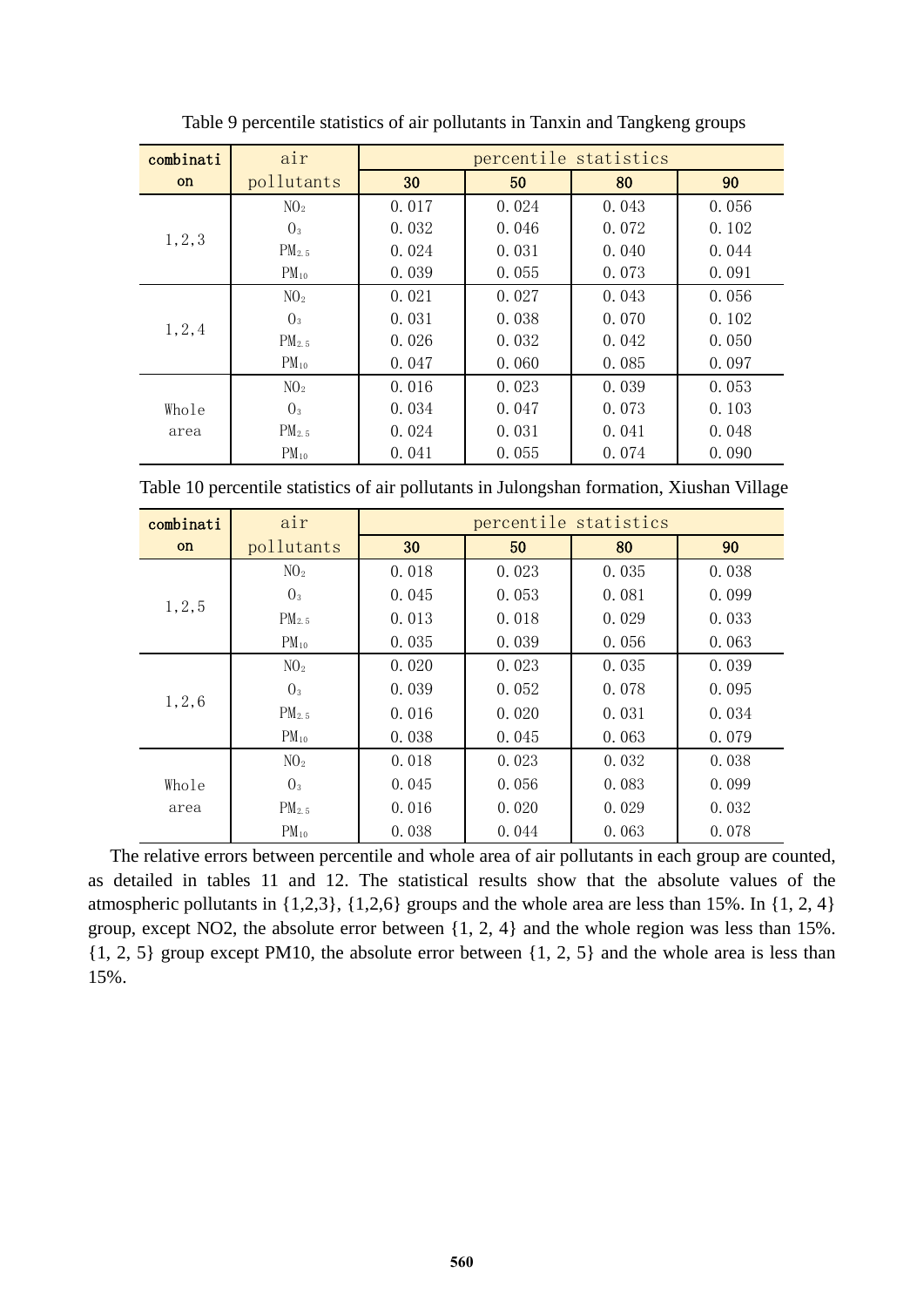Table 9 percentile statistics of air pollutants in Tanxin and Tangkeng groups

| combination | air pollutants | percentile statistics | | | |
|---|---|---|---|---|---|
| | | 30 | 50 | 80 | 90 |
| 1,2,3 | $NO_2$ | 0.017 | 0.024 | 0.043 | 0.056 |
| | $O_3$ | 0.032 | 0.046 | 0.072 | 0.102 |
| | $PM_{2.5}$ | 0.024 | 0.031 | 0.040 | 0.044 |
| | $PM_{10}$ | 0.039 | 0.055 | 0.073 | 0.091 |
| 1,2,4 | $NO_2$ | 0.021 | 0.027 | 0.043 | 0.056 |
| | $O_3$ | 0.031 | 0.038 | 0.070 | 0.102 |
| | $PM_{2.5}$ | 0.026 | 0.032 | 0.042 | 0.050 |
| | $PM_{10}$ | 0.047 | 0.060 | 0.085 | 0.097 |
| Whole area | $NO_2$ | 0.016 | 0.023 | 0.039 | 0.053 |
| | $O_3$ | 0.034 | 0.047 | 0.073 | 0.103 |
| | $PM_{2.5}$ | 0.024 | 0.031 | 0.041 | 0.048 |
| | $PM_{10}$ | 0.041 | 0.055 | 0.074 | 0.090 |

Table 10 percentile statistics of air pollutants in Julongshan formation, Xiushan Village

| combination | air pollutants | percentile statistics | | | |
|---|---|---|---|---|---|
| | | 30 | 50 | 80 | 90 |
| 1,2,5 | $NO_2$ | 0.018 | 0.023 | 0.035 | 0.038 |
| | $O_3$ | 0.045 | 0.053 | 0.081 | 0.099 |
| | $PM_{2.5}$ | 0.013 | 0.018 | 0.029 | 0.033 |
| | $PM_{10}$ | 0.035 | 0.039 | 0.056 | 0.063 |
| 1,2,6 | $NO_2$ | 0.020 | 0.023 | 0.035 | 0.039 |
| | $O_3$ | 0.039 | 0.052 | 0.078 | 0.095 |
| | $PM_{2.5}$ | 0.016 | 0.020 | 0.031 | 0.034 |
| | $PM_{10}$ | 0.038 | 0.045 | 0.063 | 0.079 |
| Whole area | $NO_2$ | 0.018 | 0.023 | 0.032 | 0.038 |
| | $O_3$ | 0.045 | 0.056 | 0.083 | 0.099 |
| | $PM_{2.5}$ | 0.016 | 0.020 | 0.029 | 0.032 |
| | $PM_{10}$ | 0.038 | 0.044 | 0.063 | 0.078 |

The relative errors between percentile and whole area of air pollutants in each group are counted, as detailed in tables 11 and 12. The statistical results show that the absolute values of the atmospheric pollutants in {1,2,3}, {1,2,6} groups and the whole area are less than 15%. In {1, 2, 4} group, except NO2, the absolute error between {1, 2, 4} and the whole region was less than 15%. {1, 2, 5} group except PM10, the absolute error between {1, 2, 5} and the whole area is less than 15%.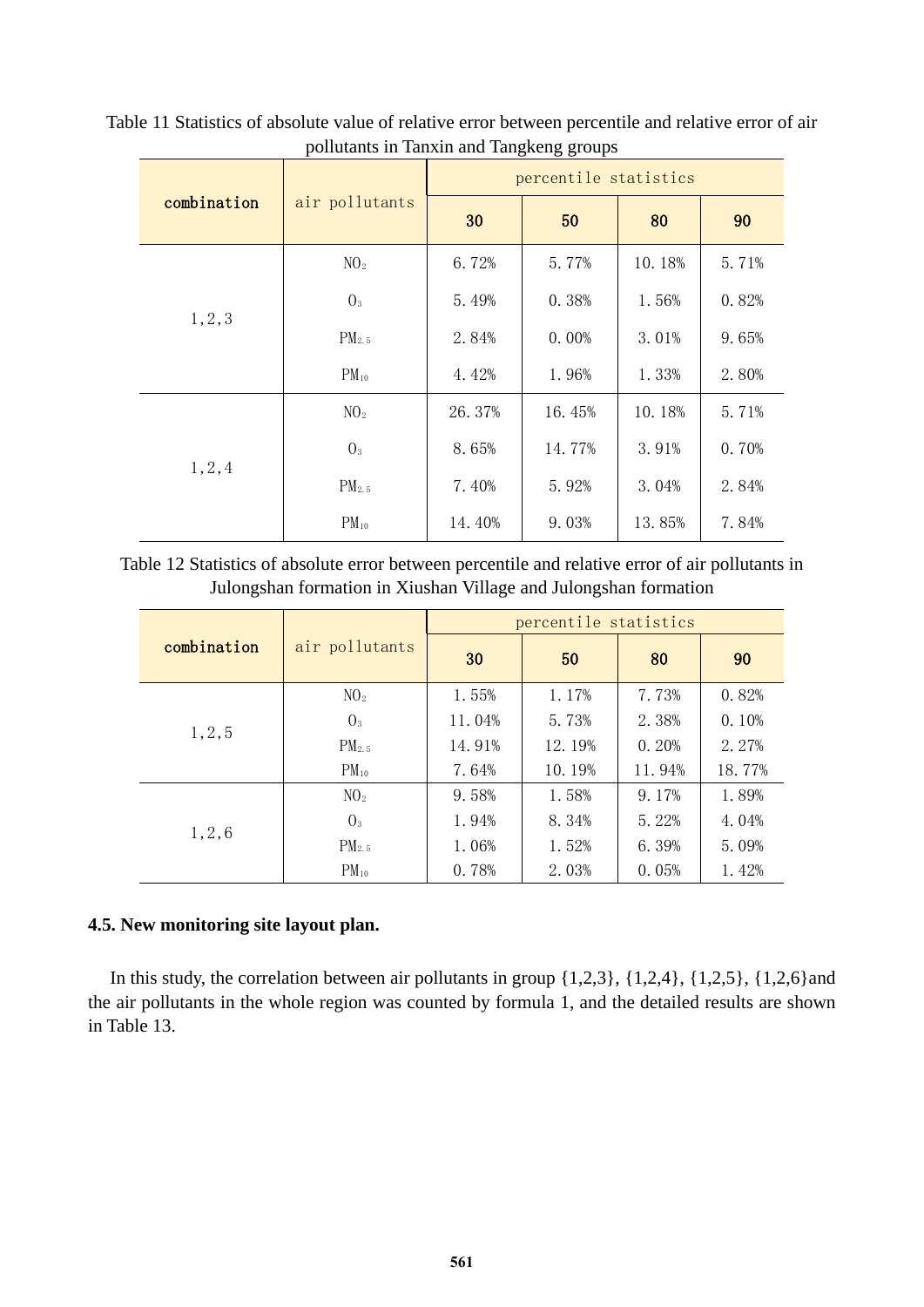Table 11 Statistics of absolute value of relative error between percentile and relative error of air pollutants in Tanxin and Tangkeng groups

| combination | air pollutants | percentile statistics | | | |
|---|---|---|---|---|---|
| | | 30 | 50 | 80 | 90 |
| 1,2,3 | $NO_2$ | 6.72% | 5.77% | 10.18% | 5.71% |
| | $O_3$ | 5.49% | 0.38% | 1.56% | 0.82% |
| | $PM_{2.5}$ | 2.84% | 0.00% | 3.01% | 9.65% |
| | $PM_{10}$ | 4.42% | 1.96% | 1.33% | 2.80% |
| 1,2,4 | $NO_2$ | 26.37% | 16.45% | 10.18% | 5.71% |
| | $O_3$ | 8.65% | 14.77% | 3.91% | 0.70% |
| | $PM_{2.5}$ | 7.40% | 5.92% | 3.04% | 2.84% |
| | $PM_{10}$ | 14.40% | 9.03% | 13.85% | 7.84% |

Table 12 Statistics of absolute error between percentile and relative error of air pollutants in Julongshan formation in Xiushan Village and Julongshan formation

| combination | air pollutants | percentile statistics | | | |
|---|---|---|---|---|---|
| | | 30 | 50 | 80 | 90 |
| 1,2,5 | $NO_2$ | 1.55% | 1.17% | 7.73% | 0.82% |
| | $O_3$ | 11.04% | 5.73% | 2.38% | 0.10% |
| | $PM_{2.5}$ | 14.91% | 12.19% | 0.20% | 2.27% |
| | $PM_{10}$ | 7.64% | 10.19% | 11.94% | 18.77% |
| 1,2,6 | $NO_2$ | 9.58% | 1.58% | 9.17% | 1.89% |
| | $O_3$ | 1.94% | 8.34% | 5.22% | 4.04% |
| | $PM_{2.5}$ | 1.06% | 1.52% | 6.39% | 5.09% |
| | $PM_{10}$ | 0.78% | 2.03% | 0.05% | 1.42% |

### 4.5. New monitoring site layout plan.

In this study, the correlation between air pollutants in group {1,2,3}, {1,2,4}, {1,2,5}, {1,2,6}and the air pollutants in the whole region was counted by formula 1, and the detailed results are shown in Table 13.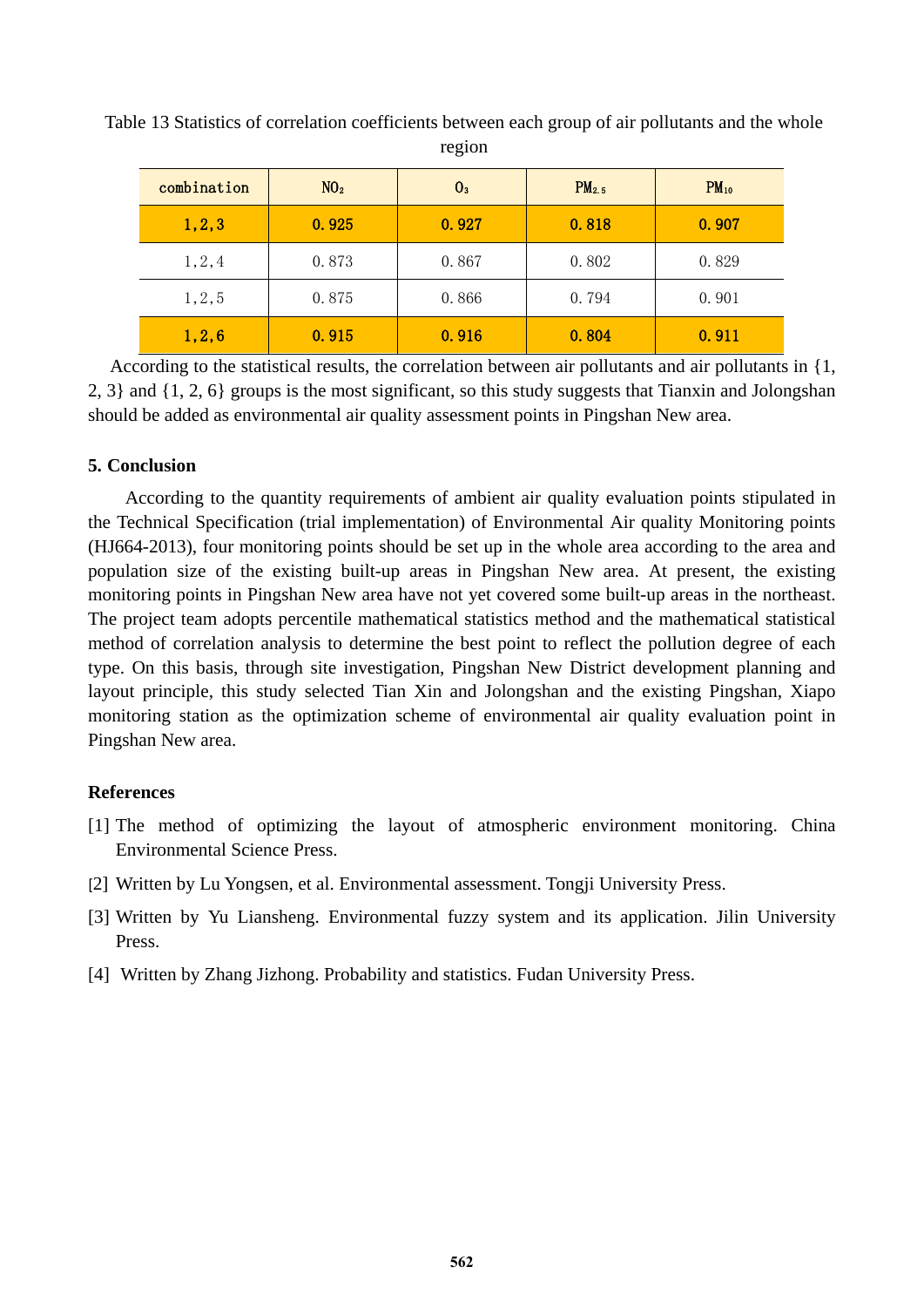Table 13 Statistics of correlation coefficients between each group of air pollutants and the whole region

| combination | $NO_2$ | $O_3$ | $PM_{2.5}$ | $PM_{10}$ |
|---|---|---|---|---|
| **1,2,3** | **0.925** | **0.927** | **0.818** | **0.907** |
| 1,2,4 | 0.873 | 0.867 | 0.802 | 0.829 |
| 1,2,5 | 0.875 | 0.866 | 0.794 | 0.901 |
| **1,2,6** | **0.915** | **0.916** | **0.804** | **0.911** |

According to the statistical results, the correlation between air pollutants and air pollutants in {1, 2, 3} and {1, 2, 6} groups is the most significant, so this study suggests that Tianxin and Jolongshan should be added as environmental air quality assessment points in Pingshan New area.

## 5. Conclusion

According to the quantity requirements of ambient air quality evaluation points stipulated in the Technical Specification (trial implementation) of Environmental Air quality Monitoring points (HJ664-2013), four monitoring points should be set up in the whole area according to the area and population size of the existing built-up areas in Pingshan New area. At present, the existing monitoring points in Pingshan New area have not yet covered some built-up areas in the northeast. The project team adopts percentile mathematical statistics method and the mathematical statistical method of correlation analysis to determine the best point to reflect the pollution degree of each type. On this basis, through site investigation, Pingshan New District development planning and layout principle, this study selected Tian Xin and Jolongshan and the existing Pingshan, Xiapo monitoring station as the optimization scheme of environmental air quality evaluation point in Pingshan New area.

## References

[1] The method of optimizing the layout of atmospheric environment monitoring. China Environmental Science Press.

[2] Written by Lu Yongsen, et al. Environmental assessment. Tongji University Press.

[3] Written by Yu Liansheng. Environmental fuzzy system and its application. Jilin University Press.

[4] Written by Zhang Jizhong. Probability and statistics. Fudan University Press.